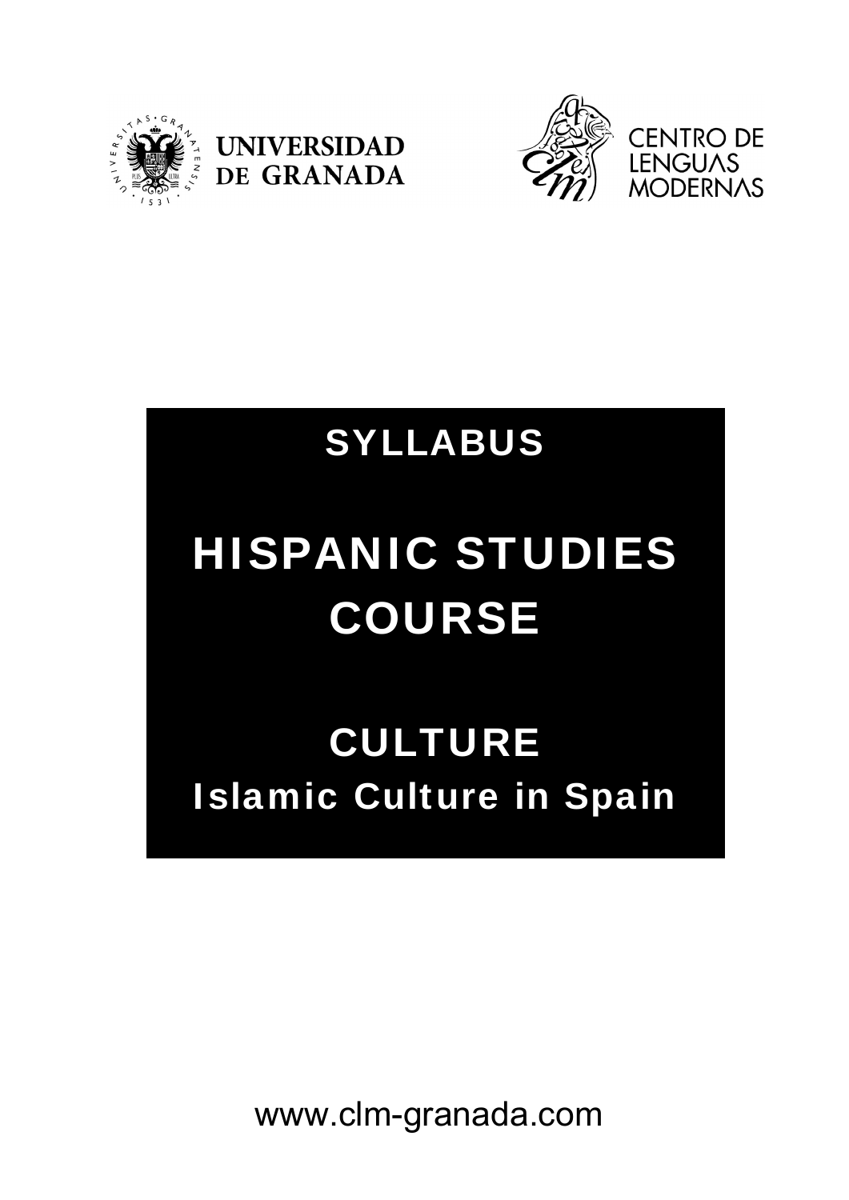UNIVERSIDAD DE GRANADA

CENTRO DE LENGUAS MODERNAS

# SYLLABUS

# HISPANIC STUDIES COURSE

## CULTURE

## Islamic Culture in Spain

www.clm-granada.com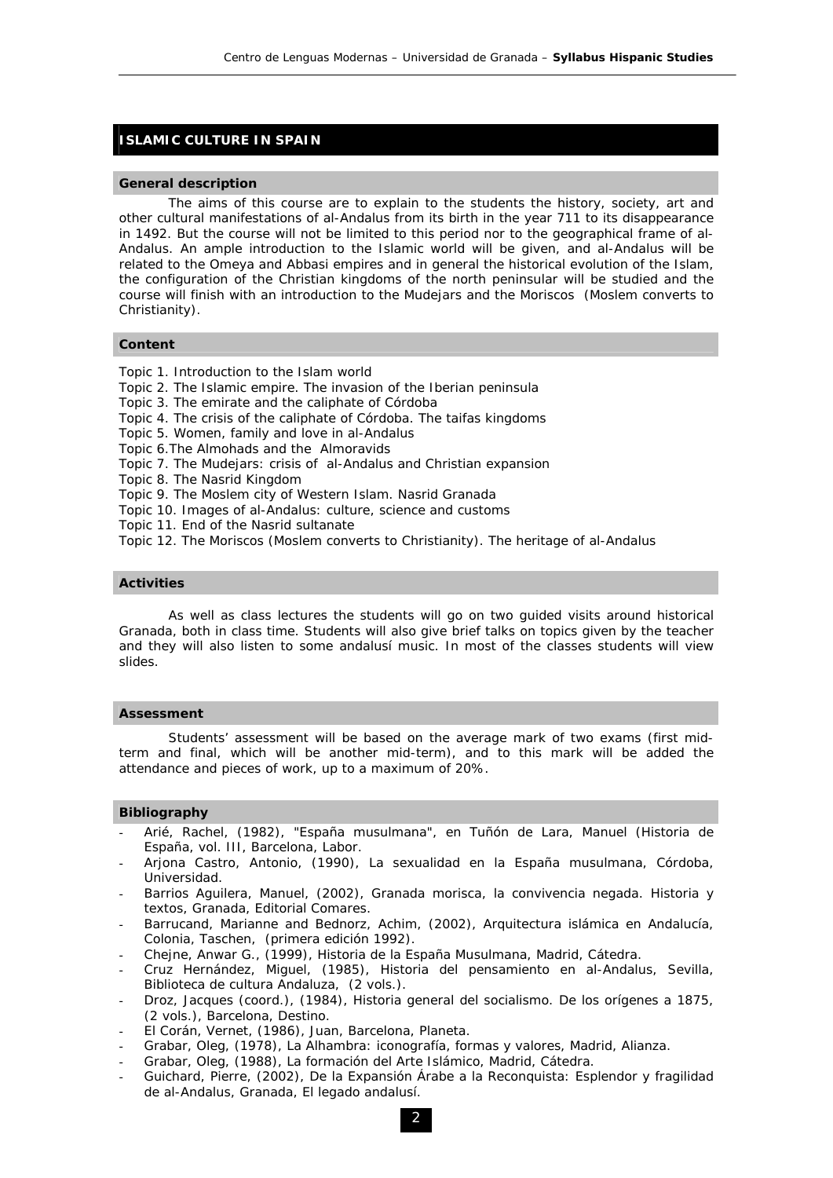## ISLAMIC CULTURE IN SPAIN

### General description

The aims of this course are to explain to the students the history, society, art and other cultural manifestations of al-Andalus from its birth in the year 711 to its disappearance in 1492. But the course will not be limited to this period nor to the geographical frame of al-Andalus. An ample introduction to the Islamic world will be given, and al-Andalus will be related to the Omeya and Abbasi empires and in general the historical evolution of the Islam, the configuration of the Christian kingdoms of the north peninsular will be studied and the course will finish with an introduction to the Mudejars and the Moriscos (Moslem converts to Christianity).

### Content

Topic 1. Introduction to the Islam world
Topic 2. The Islamic empire. The invasion of the Iberian peninsula
Topic 3. The emirate and the caliphate of Córdoba
Topic 4. The crisis of the caliphate of Córdoba. The taifas kingdoms
Topic 5. Women, family and love in al-Andalus
Topic 6.The Almohads and the Almoravids
Topic 7. The Mudejars: crisis of al-Andalus and Christian expansion
Topic 8. The Nasrid Kingdom
Topic 9. The Moslem city of Western Islam. Nasrid Granada
Topic 10. Images of al-Andalus: culture, science and customs
Topic 11. End of the Nasrid sultanate
Topic 12. The Moriscos (Moslem converts to Christianity). The heritage of al-Andalus

### Activities

As well as class lectures the students will go on two guided visits around historical Granada, both in class time. Students will also give brief talks on topics given by the teacher and they will also listen to some andalusí music. In most of the classes students will view slides.

### Assessment

Students' assessment will be based on the average mark of two exams (first mid-term and final, which will be another mid-term), and to this mark will be added the attendance and pieces of work, up to a maximum of 20%.

### Bibliography

- Arié, Rachel, (1982), "España musulmana", en Tuñón de Lara, Manuel (Historia de España, vol. III, Barcelona, Labor.
- Arjona Castro, Antonio, (1990), La sexualidad en la España musulmana, Córdoba, Universidad.
- Barrios Aguilera, Manuel, (2002), Granada morisca, la convivencia negada. Historia y textos, Granada, Editorial Comares.
- Barrucand, Marianne and Bednorz, Achim, (2002), Arquitectura islámica en Andalucía, Colonia, Taschen, (primera edición 1992).
- Chejne, Anwar G., (1999), Historia de la España Musulmana, Madrid, Cátedra.
- Cruz Hernández, Miguel, (1985), Historia del pensamiento en al-Andalus, Sevilla, Biblioteca de cultura Andaluza, (2 vols.).
- Droz, Jacques (coord.), (1984), Historia general del socialismo. De los orígenes a 1875, (2 vols.), Barcelona, Destino.
- El Corán, Vernet, (1986), Juan, Barcelona, Planeta.
- Grabar, Oleg, (1978), La Alhambra: iconografía, formas y valores, Madrid, Alianza.
- Grabar, Oleg, (1988), La formación del Arte Islámico, Madrid, Cátedra.
- Guichard, Pierre, (2002), De la Expansión Árabe a la Reconquista: Esplendor y fragilidad de al-Andalus, Granada, El legado andalusí.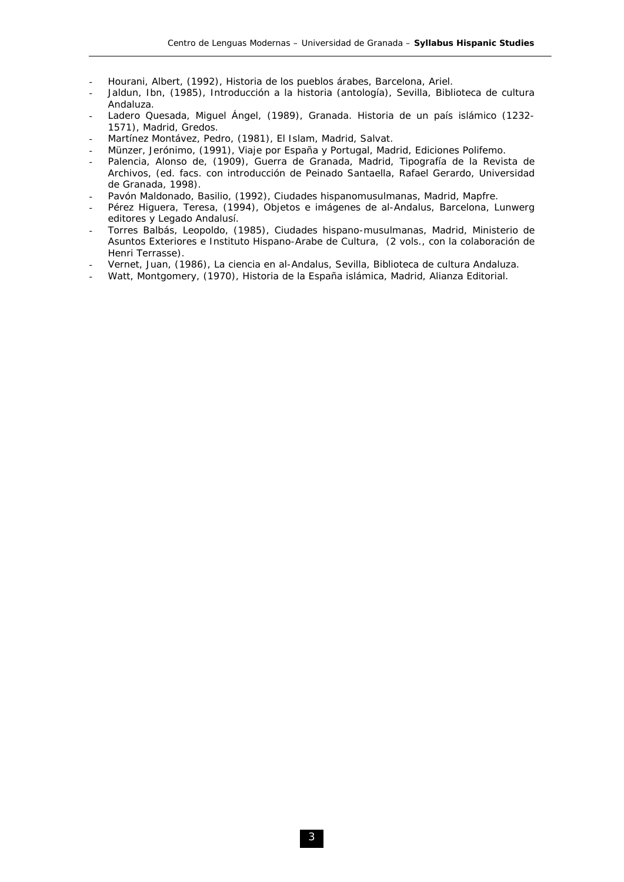- Hourani, Albert, (1992), Historia de los pueblos árabes, Barcelona, Ariel.
- Jaldun, Ibn, (1985), Introducción a la historia (antología), Sevilla, Biblioteca de cultura Andaluza.
- Ladero Quesada, Miguel Ángel, (1989), Granada. Historia de un país islámico (1232-1571), Madrid, Gredos.
- Martínez Montávez, Pedro, (1981), El Islam, Madrid, Salvat.
- Münzer, Jerónimo, (1991), Viaje por España y Portugal, Madrid, Ediciones Polifemo.
- Palencia, Alonso de, (1909), Guerra de Granada, Madrid, Tipografía de la Revista de Archivos, (ed. facs. con introducción de Peinado Santaella, Rafael Gerardo, Universidad de Granada, 1998).
- Pavón Maldonado, Basilio, (1992), Ciudades hispanomusulmanas, Madrid, Mapfre.
- Pérez Higuera, Teresa, (1994), Objetos e imágenes de al-Andalus, Barcelona, Lunwerg editores y Legado Andalusí.
- Torres Balbás, Leopoldo, (1985), Ciudades hispano-musulmanas, Madrid, Ministerio de Asuntos Exteriores e Instituto Hispano-Arabe de Cultura, (2 vols., con la colaboración de Henri Terrasse).
- Vernet, Juan, (1986), La ciencia en al-Andalus, Sevilla, Biblioteca de cultura Andaluza.
- Watt, Montgomery, (1970), Historia de la España islámica, Madrid, Alianza Editorial.